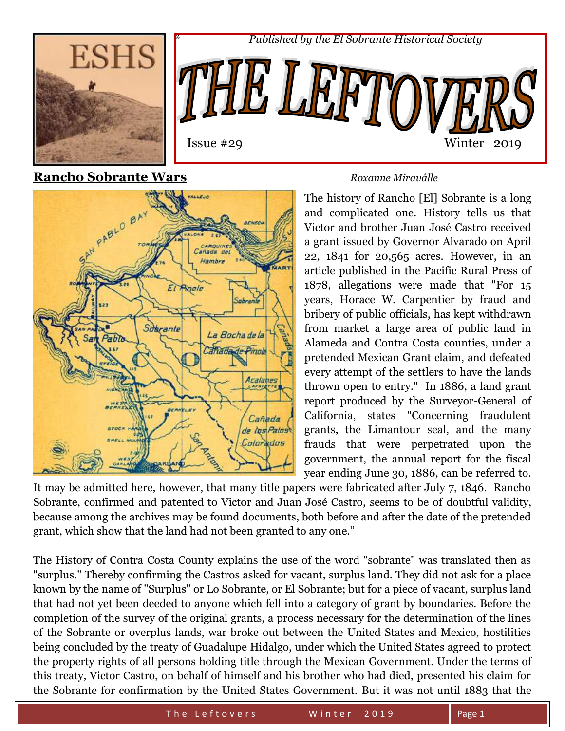*Published by the El Sobrante Historical Society*

# THE LEFTOVERS

Issue #29 Winter 2019

## Rancho Sobrante Wars

*Roxanne Miraválle*

The history of Rancho [El] Sobrante is a long and complicated one. History tells us that Victor and brother Juan José Castro received a grant issued by Governor Alvarado on April 22, 1841 for 20,565 acres. However, in an article published in the Pacific Rural Press of 1878, allegations were made that "For 15 years, Horace W. Carpentier by fraud and bribery of public officials, has kept withdrawn from market a large area of public land in Alameda and Contra Costa counties, under a pretended Mexican Grant claim, and defeated every attempt of the settlers to have the lands thrown open to entry." In 1886, a land grant report produced by the Surveyor-General of California, states "Concerning fraudulent grants, the Limantour seal, and the many frauds that were perpetrated upon the government, the annual report for the fiscal year ending June 30, 1886, can be referred to. It may be admitted here, however, that many title papers were fabricated after July 7, 1846. Rancho Sobrante, confirmed and patented to Victor and Juan José Castro, seems to be of doubtful validity, because among the archives may be found documents, both before and after the date of the pretended grant, which show that the land had not been granted to any one."

The History of Contra Costa County explains the use of the word "sobrante" was translated then as "surplus." Thereby confirming the Castros asked for vacant, surplus land. They did not ask for a place known by the name of "Surplus" or Lo Sobrante, or El Sobrante; but for a piece of vacant, surplus land that had not yet been deeded to anyone which fell into a category of grant by boundaries. Before the completion of the survey of the original grants, a process necessary for the determination of the lines of the Sobrante or overplus lands, war broke out between the United States and Mexico, hostilities being concluded by the treaty of Guadalupe Hidalgo, under which the United States agreed to protect the property rights of all persons holding title through the Mexican Government. Under the terms of this treaty, Victor Castro, on behalf of himself and his brother who had died, presented his claim for the Sobrante for confirmation by the United States Government. But it was not until 1883 that the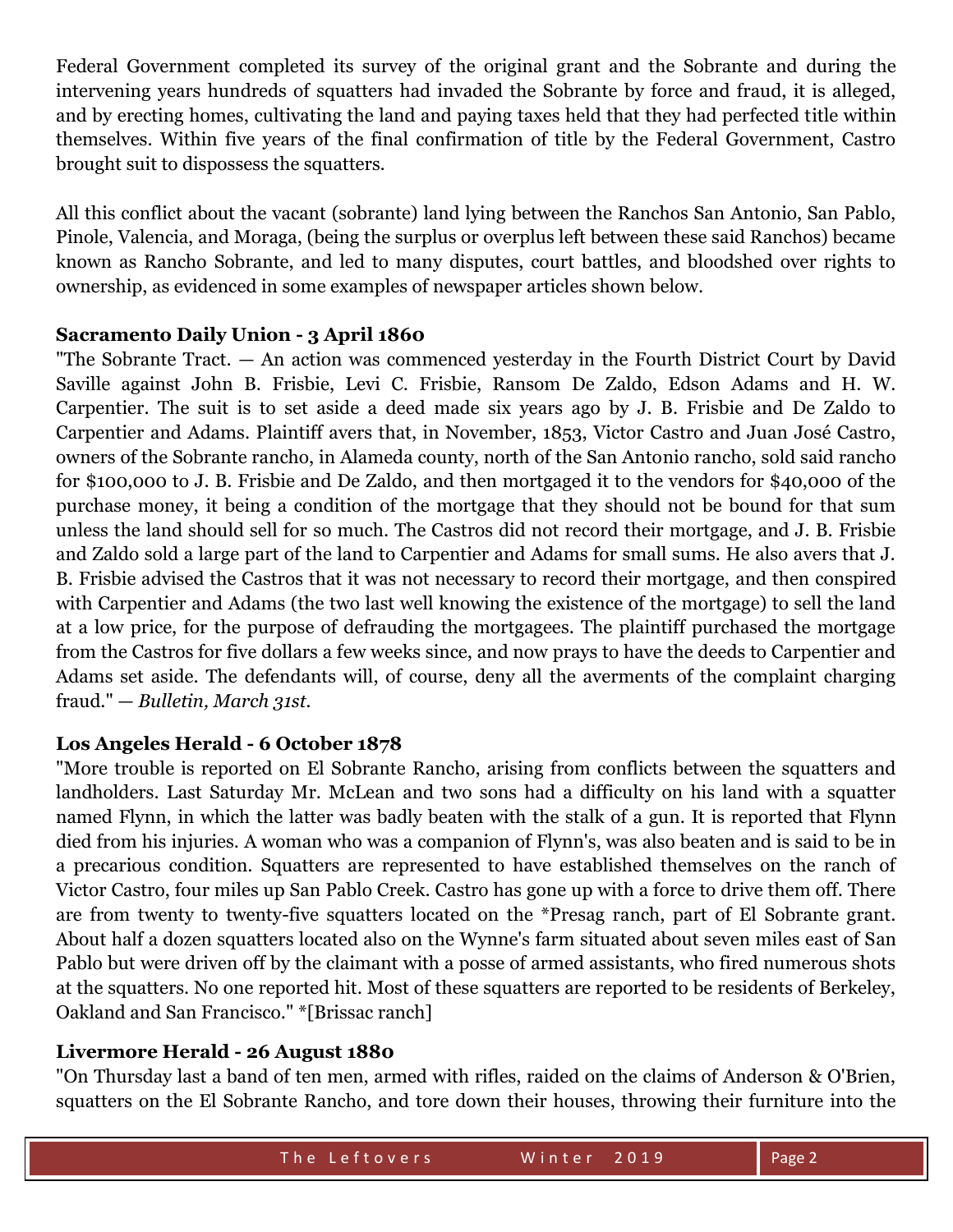Federal Government completed its survey of the original grant and the Sobrante and during the intervening years hundreds of squatters had invaded the Sobrante by force and fraud, it is alleged, and by erecting homes, cultivating the land and paying taxes held that they had perfected title within themselves. Within five years of the final confirmation of title by the Federal Government, Castro brought suit to dispossess the squatters.

All this conflict about the vacant (sobrante) land lying between the Ranchos San Antonio, San Pablo, Pinole, Valencia, and Moraga, (being the surplus or overplus left between these said Ranchos) became known as Rancho Sobrante, and led to many disputes, court battles, and bloodshed over rights to ownership, as evidenced in some examples of newspaper articles shown below.

**Sacramento Daily Union - 3 April 1860**

"The Sobrante Tract. — An action was commenced yesterday in the Fourth District Court by David Saville against John B. Frisbie, Levi C. Frisbie, Ransom De Zaldo, Edson Adams and H. W. Carpentier. The suit is to set aside a deed made six years ago by J. B. Frisbie and De Zaldo to Carpentier and Adams. Plaintiff avers that, in November, 1853, Victor Castro and Juan José Castro, owners of the Sobrante rancho, in Alameda county, north of the San Antonio rancho, sold said rancho for $100,000 to J. B. Frisbie and De Zaldo, and then mortgaged it to the vendors for $40,000 of the purchase money, it being a condition of the mortgage that they should not be bound for that sum unless the land should sell for so much. The Castros did not record their mortgage, and J. B. Frisbie and Zaldo sold a large part of the land to Carpentier and Adams for small sums. He also avers that J. B. Frisbie advised the Castros that it was not necessary to record their mortgage, and then conspired with Carpentier and Adams (the two last well knowing the existence of the mortgage) to sell the land at a low price, for the purpose of defrauding the mortgagees. The plaintiff purchased the mortgage from the Castros for five dollars a few weeks since, and now prays to have the deeds to Carpentier and Adams set aside. The defendants will, of course, deny all the averments of the complaint charging fraud." — *Bulletin, March 31st.*

**Los Angeles Herald - 6 October 1878**

"More trouble is reported on El Sobrante Rancho, arising from conflicts between the squatters and landholders. Last Saturday Mr. McLean and two sons had a difficulty on his land with a squatter named Flynn, in which the latter was badly beaten with the stalk of a gun. It is reported that Flynn died from his injuries. A woman who was a companion of Flynn's, was also beaten and is said to be in a precarious condition. Squatters are represented to have established themselves on the ranch of Victor Castro, four miles up San Pablo Creek. Castro has gone up with a force to drive them off. There are from twenty to twenty-five squatters located on the *Presag ranch, part of El Sobrante grant. About half a dozen squatters located also on the Wynne's farm situated about seven miles east of San Pablo but were driven off by the claimant with a posse of armed assistants, who fired numerous shots at the squatters. No one reported hit. Most of these squatters are reported to be residents of Berkeley, Oakland and San Francisco." *[Brissac ranch]

**Livermore Herald - 26 August 1880**

"On Thursday last a band of ten men, armed with rifles, raided on the claims of Anderson & O'Brien, squatters on the El Sobrante Rancho, and tore down their houses, throwing their furniture into the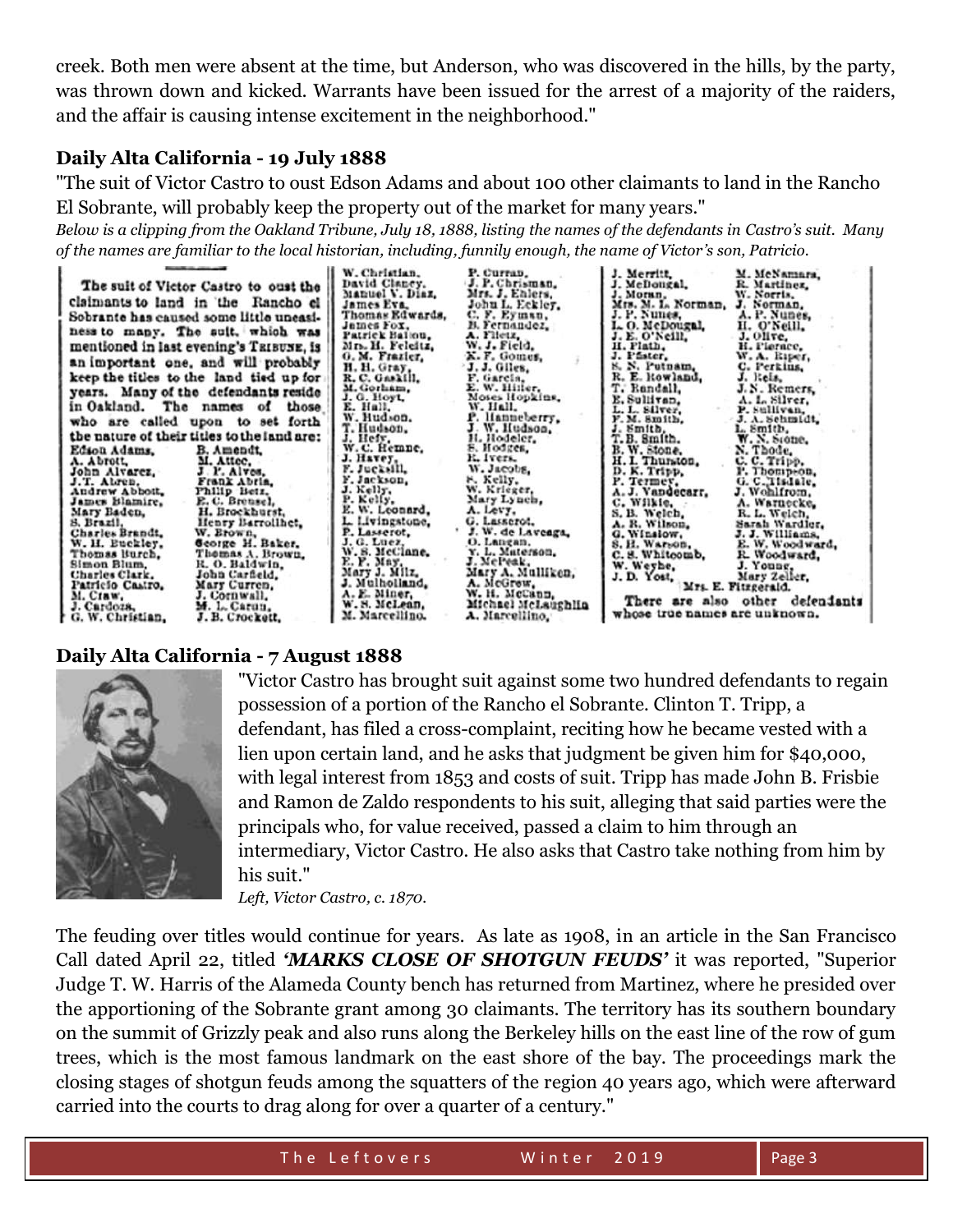creek. Both men were absent at the time, but Anderson, who was discovered in the hills, by the party, was thrown down and kicked. Warrants have been issued for the arrest of a majority of the raiders, and the affair is causing intense excitement in the neighborhood."

### Daily Alta California - 19 July 1888

"The suit of Victor Castro to oust Edson Adams and about 100 other claimants to land in the Rancho El Sobrante, will probably keep the property out of the market for many years."

*Below is a clipping from the Oakland Tribune, July 18, 1888, listing the names of the defendants in Castro's suit. Many of the names are familiar to the local historian, including, funnily enough, the name of Victor's son, Patricio.*

The suit of Victor Castro to oust the claimants to land in the Rancho el Sobrante has caused some little uneasiness to many. The suit, which was mentioned in last evening's TRIBUNE, is an important one, and will probably keep the titles to the land tied up for years. Many of the defendants reside in Oakland. The names of those who are called upon to set forth the nature of their titles to the land are:

Edson Adams, A. Abrott, John Alvarez, J. T. Abren, Andrew Abbott, James Blamire, Mary Baden, S. Brazil, Charles Brandt, W. H. Buckley, Thomas Burch, Simon Blum, Charles Clark, Patricio Castro, M. Craw, J. Cardoza, G. W. Christian, B. Amendt, M. Attee, J. F. Alves, Frank Abrla, Philip Betz, E. C. Brensel, H. Brockhurst, Henry Barrolliet, W. Brown, George H. Baker, Thomas A. Brown, R. O. Baldwin, John Carfield, Mary Curren, J. Cornwall, M. L. Caruu, J. B. Crockett, W. Christian, David Clancy, Manuel V. Diaz, James Eva, Thomas Edwards, James Fox, Patrick Ballou, Mrs. H. Feleitz, G. M. Frazier, H. H. Gray, R. C. Gaskill, M. Gorham, J. G. Hoyt, E. Hall, W. Hudson, T. Hudson, J. Hefy, W. C. Hemme, J. Havey, F. Jucksill, F. Jackson, J. Kelly, P. Kelly, E. W. Leonard, L. Livingstone, P. Lasserot, J. G. Luez, W. S. McClane, E. F. May, Mary J. Miltz, J. Mulholland, A. E. Miner, W. S. McLean, M. Marcellino, P. Curran, J. P. Chrisman, Mrs. J. Ehlers, John L. Eckley, C. F. Eyman, B. Fernandez, A. Filetz, W. J. Field, K. F. Gomes, J. J. Giles, F. Garcia, E. W. Hiller, Moses Hopkins, W. Hall, P. Hanneberry, J. W. Hudson, H. Hodeler, S. Hodges, H. Ivers, W. Jacobs, S. Kelly, W. Krieger, Mary Lynch, A. Levy, G. Lasserot, J. W. de Laveaga, O. Langan, Y. L. Materson, J. McPeak, Mary A. Mulliken, A. McGrew, W. H. McCann, Michael McLaughlin, A. Marcellino, J. Merritt, J. McDougal, J. Moran, Mrs. M. L. Norman, J. P. Nunes, L. O. McDougal, J. E. O'Neill, H. Plath, J. Pfister, S. N. Putnam, R. E. Rowland, T. Randall, E. Sullivan, L. L. Silver, F. M. Smith, J. Smith, T. B. Smith, B. W. Stone, H. I. Thurston, D. K. Tripp, P. Termey, A. J. Vandecarr, C. Wilkie, S. B. Welch, A. R. Wilson, G. Winslow, S. H. Warson, C. S. Whitcomb, W. Weybe, J. D. Yost, M. McNamara, R. Martinez, W. Norris, J. Norman, A. P. Nunes, H. O'Neill, J. Olive, H. Pierace, W. A. Riper, C. Perkins, J. Reis, J. N. Remers, A. L. Silver, P. Sullivan, J. A. Schmidt, L. Smith, W. N. Stone, N. Thode, C. C. Tripp, F. Thompson, G. C. Tisdale, J. Wohlfrom, A. Warnecke, R. L. Welch, Sarah Wardler, J. J. Williams, E. W. Woodward, R. Woodward, J. Young, Mary Zeller, Mrs. E. Fitzgerald.

There are also other defendants whose true names are unknown.

### Daily Alta California - 7 August 1888

"Victor Castro has brought suit against some two hundred defendants to regain possession of a portion of the Rancho el Sobrante. Clinton T. Tripp, a defendant, has filed a cross-complaint, reciting how he became vested with a lien upon certain land, and he asks that judgment be given him for $40,000, with legal interest from 1853 and costs of suit. Tripp has made John B. Frisbie and Ramon de Zaldo respondents to his suit, alleging that said parties were the principals who, for value received, passed a claim to him through an intermediary, Victor Castro. He also asks that Castro take nothing from him by his suit."

*Left, Victor Castro, c. 1870.*

The feuding over titles would continue for years. As late as 1908, in an article in the San Francisco Call dated April 22, titled ***'MARKS CLOSE OF SHOTGUN FEUDS'*** it was reported, "Superior Judge T. W. Harris of the Alameda County bench has returned from Martinez, where he presided over the apportioning of the Sobrante grant among 30 claimants. The territory has its southern boundary on the summit of Grizzly peak and also runs along the Berkeley hills on the east line of the row of gum trees, which is the most famous landmark on the east shore of the bay. The proceedings mark the closing stages of shotgun feuds among the squatters of the region 40 years ago, which were afterward carried into the courts to drag along for over a quarter of a century."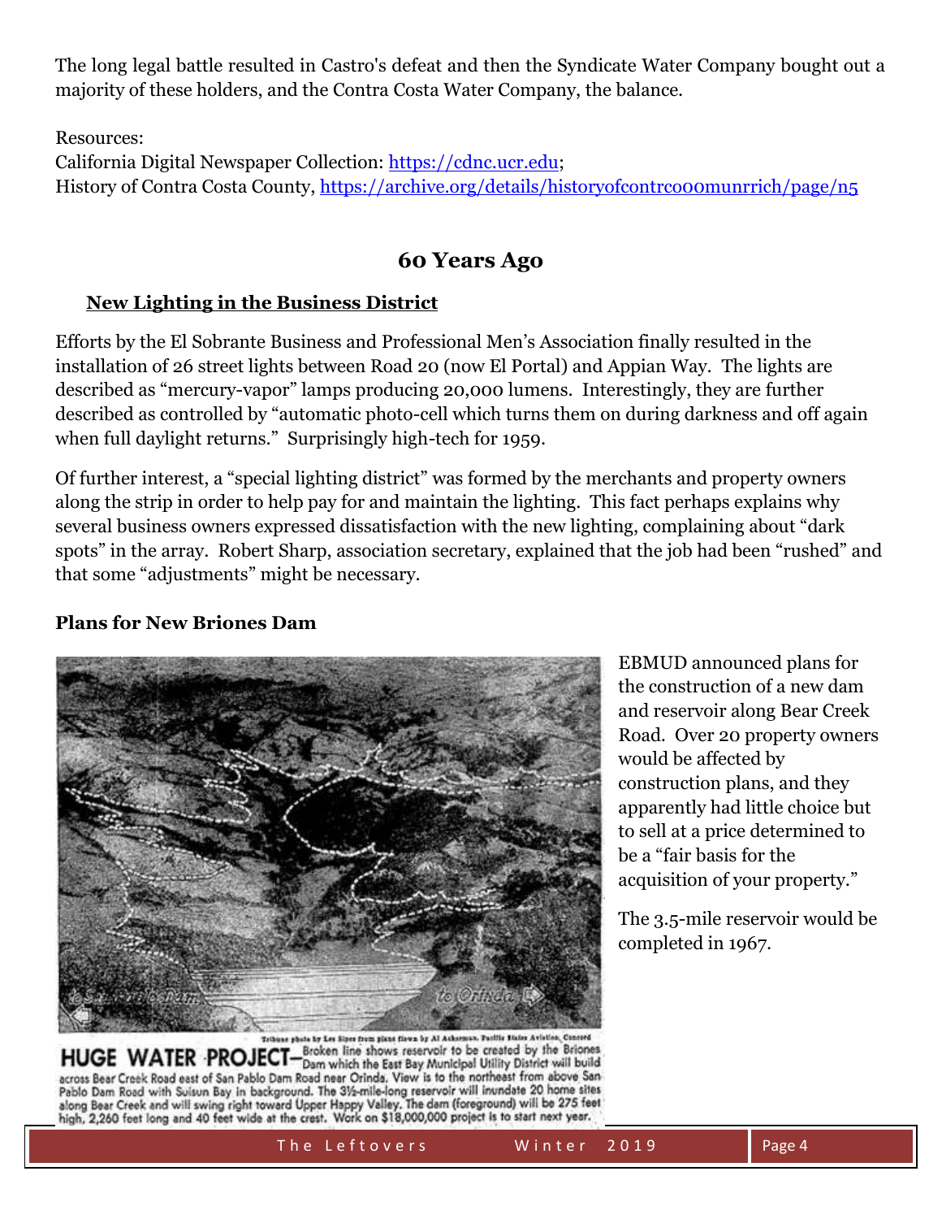The long legal battle resulted in Castro's defeat and then the Syndicate Water Company bought out a majority of these holders, and the Contra Costa Water Company, the balance.

Resources:
California Digital Newspaper Collection: https://cdnc.ucr.edu;
History of Contra Costa County, https://archive.org/details/historyofcontrc000munrrich/page/n5

## 60 Years Ago

### New Lighting in the Business District

Efforts by the El Sobrante Business and Professional Men's Association finally resulted in the installation of 26 street lights between Road 20 (now El Portal) and Appian Way. The lights are described as "mercury-vapor" lamps producing 20,000 lumens. Interestingly, they are further described as controlled by "automatic photo-cell which turns them on during darkness and off again when full daylight returns." Surprisingly high-tech for 1959.

Of further interest, a "special lighting district" was formed by the merchants and property owners along the strip in order to help pay for and maintain the lighting. This fact perhaps explains why several business owners expressed dissatisfaction with the new lighting, complaining about "dark spots" in the array. Robert Sharp, association secretary, explained that the job had been "rushed" and that some "adjustments" might be necessary.

### Plans for New Briones Dam

EBMUD announced plans for the construction of a new dam and reservoir along Bear Creek Road. Over 20 property owners would be affected by construction plans, and they apparently had little choice but to sell at a price determined to be a "fair basis for the acquisition of your property."

The 3.5-mile reservoir would be completed in 1967.

Tribune photo by Les Sipes from plane flown by Al Ackerman, Pacific States Aviation, Concord

**HUGE WATER PROJECT**—Broken line shows reservoir to be created by the Briones Dam which the East Bay Municipal Utility District will build across Bear Creek Road east of San Pablo Dam Road near Orinda. View is to the northeast from above San Pablo Dam Road with Suisun Bay in background. The 3½-mile-long reservoir will inundate 20 home sites along Bear Creek and will swing right toward Upper Happy Valley. The dam (foreground) will be 275 feet high, 2,260 feet long and 40 feet wide at the crest. Work on $18,000,000 project is to start next year.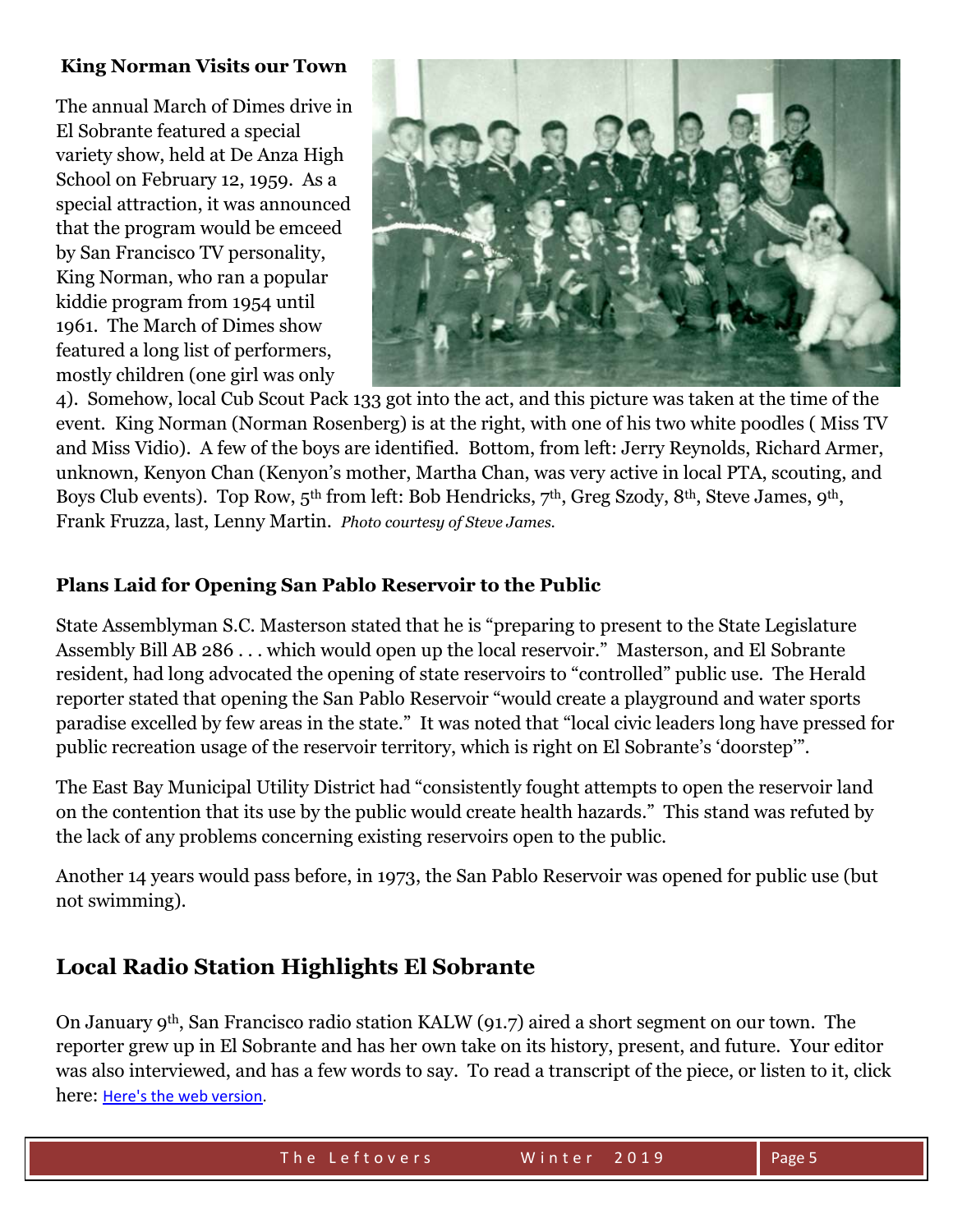### King Norman Visits our Town

The annual March of Dimes drive in El Sobrante featured a special variety show, held at De Anza High School on February 12, 1959. As a special attraction, it was announced that the program would be emceed by San Francisco TV personality, King Norman, who ran a popular kiddie program from 1954 until 1961. The March of Dimes show featured a long list of performers, mostly children (one girl was only 4). Somehow, local Cub Scout Pack 133 got into the act, and this picture was taken at the time of the event. King Norman (Norman Rosenberg) is at the right, with one of his two white poodles ( Miss TV and Miss Vidio). A few of the boys are identified. Bottom, from left: Jerry Reynolds, Richard Armer, unknown, Kenyon Chan (Kenyon's mother, Martha Chan, was very active in local PTA, scouting, and Boys Club events). Top Row, 5th from left: Bob Hendricks, 7th, Greg Szody, 8th, Steve James, 9th, Frank Fruzza, last, Lenny Martin. *Photo courtesy of Steve James.*

### Plans Laid for Opening San Pablo Reservoir to the Public

State Assemblyman S.C. Masterson stated that he is "preparing to present to the State Legislature Assembly Bill AB 286 . . . which would open up the local reservoir." Masterson, and El Sobrante resident, had long advocated the opening of state reservoirs to "controlled" public use. The Herald reporter stated that opening the San Pablo Reservoir "would create a playground and water sports paradise excelled by few areas in the state." It was noted that "local civic leaders long have pressed for public recreation usage of the reservoir territory, which is right on El Sobrante's 'doorstep'".

The East Bay Municipal Utility District had "consistently fought attempts to open the reservoir land on the contention that its use by the public would create health hazards." This stand was refuted by the lack of any problems concerning existing reservoirs open to the public.

Another 14 years would pass before, in 1973, the San Pablo Reservoir was opened for public use (but not swimming).

## Local Radio Station Highlights El Sobrante

On January 9th, San Francisco radio station KALW (91.7) aired a short segment on our town. The reporter grew up in El Sobrante and has her own take on its history, present, and future. Your editor was also interviewed, and has a few words to say. To read a transcript of the piece, or listen to it, click here: Here's the web version.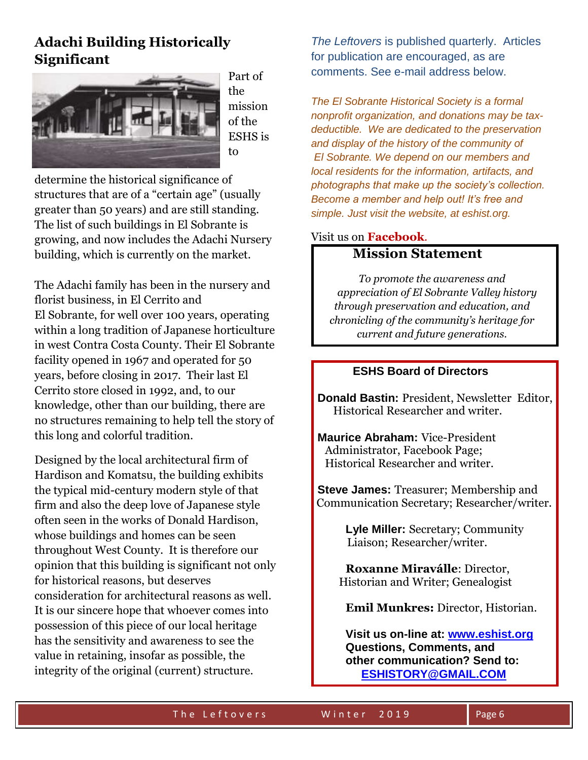## Adachi Building Historically Significant

Part of the mission of the ESHS is to determine the historical significance of structures that are of a “certain age” (usually greater than 50 years) and are still standing. The list of such buildings in El Sobrante is growing, and now includes the Adachi Nursery building, which is currently on the market.

The Adachi family has been in the nursery and florist business, in El Cerrito and El Sobrante, for well over 100 years, operating within a long tradition of Japanese horticulture in west Contra Costa County. Their El Sobrante facility opened in 1967 and operated for 50 years, before closing in 2017. Their last El Cerrito store closed in 1992, and, to our knowledge, other than our building, there are no structures remaining to help tell the story of this long and colorful tradition.

Designed by the local architectural firm of Hardison and Komatsu, the building exhibits the typical mid-century modern style of that firm and also the deep love of Japanese style often seen in the works of Donald Hardison, whose buildings and homes can be seen throughout West County. It is therefore our opinion that this building is significant not only for historical reasons, but deserves consideration for architectural reasons as well. It is our sincere hope that whoever comes into possession of this piece of our local heritage has the sensitivity and awareness to see the value in retaining, insofar as possible, the integrity of the original (current) structure.

*The Leftovers* is published quarterly. Articles for publication are encouraged, as are comments. See e-mail address below.

*The El Sobrante Historical Society is a formal nonprofit organization, and donations may be tax-deductible. We are dedicated to the preservation and display of the history of the community of El Sobrante. We depend on our members and local residents for the information, artifacts, and photographs that make up the society’s collection. Become a member and help out! It’s free and simple. Just visit the website, at eshist.org.*

Visit us on **Facebook**.

### Mission Statement

*To promote the awareness and appreciation of El Sobrante Valley history through preservation and education, and chronicling of the community’s heritage for current and future generations.*

### ESHS Board of Directors

**Donald Bastin:** President, Newsletter Editor, Historical Researcher and writer.

**Maurice Abraham:** Vice-President Administrator, Facebook Page; Historical Researcher and writer.

**Steve James:** Treasurer; Membership and Communication Secretary; Researcher/writer.

**Lyle Miller:** Secretary; Community Liaison; Researcher/writer.

**Roxanne Miraválle**: Director, Historian and Writer; Genealogist

**Emil Munkres:** Director, Historian.

**Visit us on-line at: www.eshist.org**
**Questions, Comments, and other communication? Send to: ESHISTORY@GMAIL.COM**